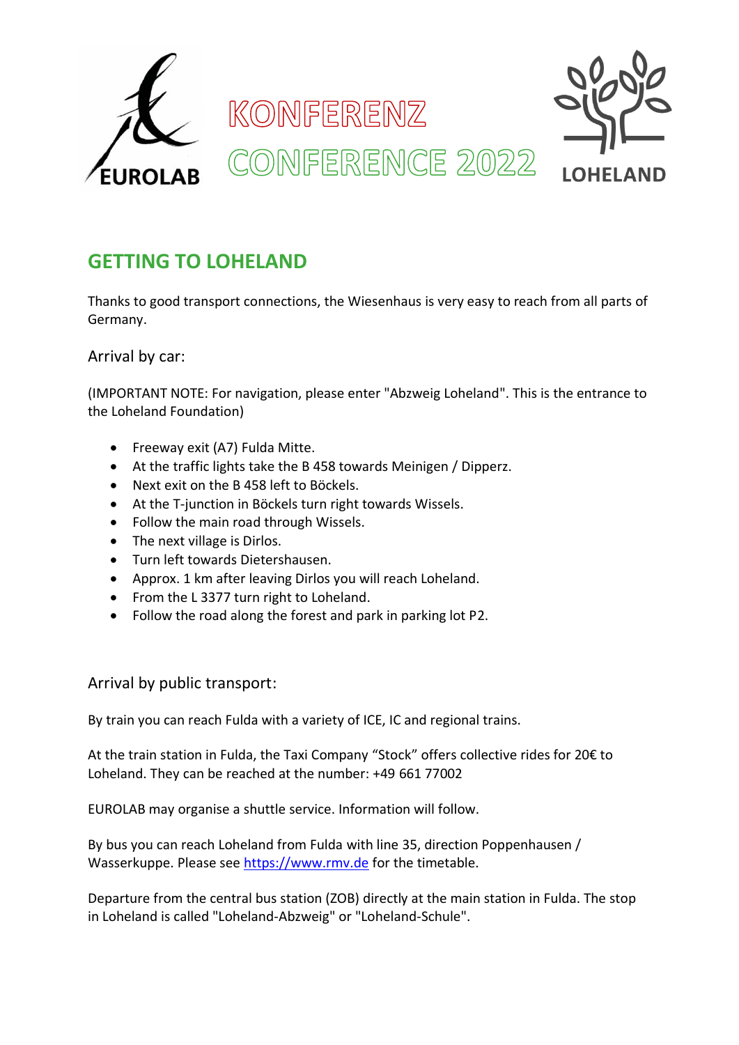EUROLAB

# KONFERENZ
# CONFERENCE 2022

LOHELAND

## GETTING TO LOHELAND

Thanks to good transport connections, the Wiesenhaus is very easy to reach from all parts of Germany.

### Arrival by car:

(IMPORTANT NOTE: For navigation, please enter "Abzweig Loheland". This is the entrance to the Loheland Foundation)

- Freeway exit (A7) Fulda Mitte.
- At the traffic lights take the B 458 towards Meinigen / Dipperz.
- Next exit on the B 458 left to Böckels.
- At the T-junction in Böckels turn right towards Wissels.
- Follow the main road through Wissels.
- The next village is Dirlos.
- Turn left towards Dietershausen.
- Approx. 1 km after leaving Dirlos you will reach Loheland.
- From the L 3377 turn right to Loheland.
- Follow the road along the forest and park in parking lot P2.

### Arrival by public transport:

By train you can reach Fulda with a variety of ICE, IC and regional trains.

At the train station in Fulda, the Taxi Company "Stock" offers collective rides for 20€ to Loheland. They can be reached at the number: +49 661 77002

EUROLAB may organise a shuttle service. Information will follow.

By bus you can reach Loheland from Fulda with line 35, direction Poppenhausen / Wasserkuppe. Please see https://www.rmv.de for the timetable.

Departure from the central bus station (ZOB) directly at the main station in Fulda. The stop in Loheland is called "Loheland-Abzweig" or "Loheland-Schule".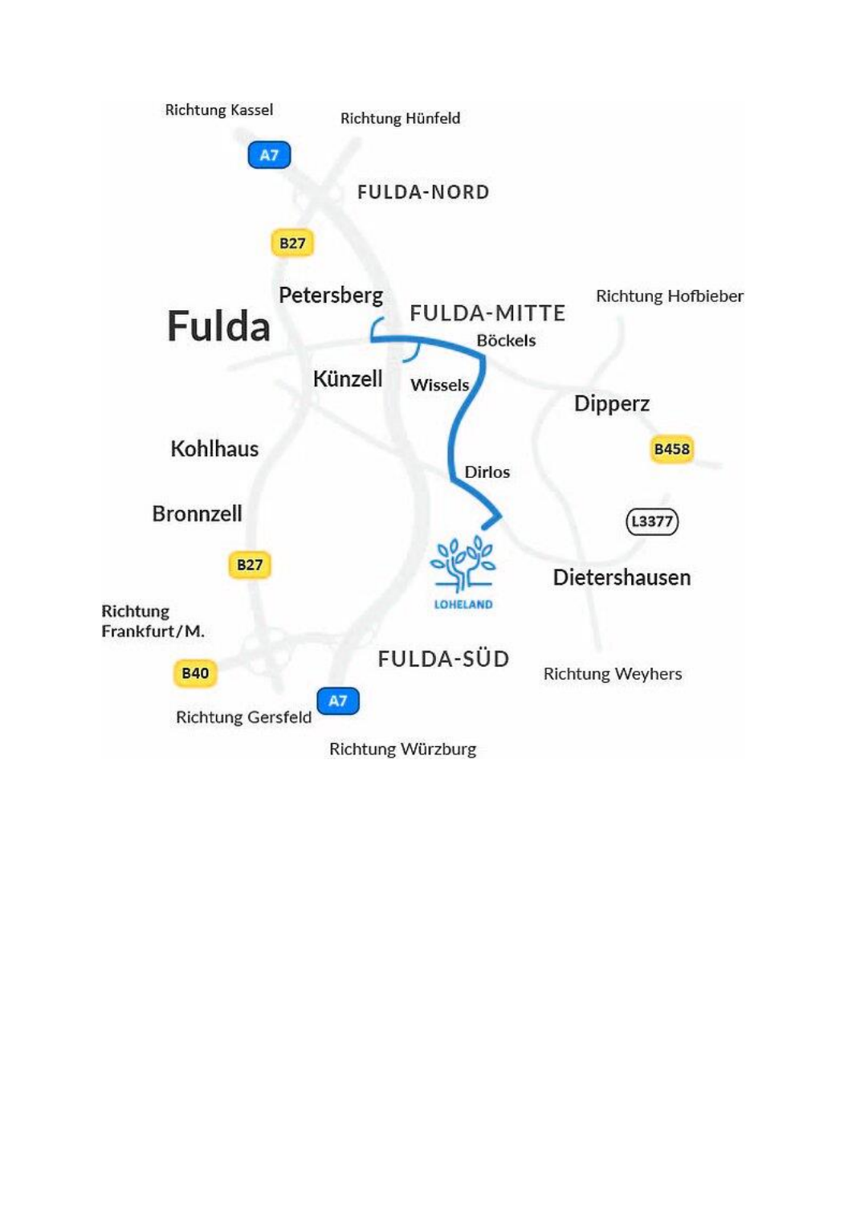Richtung Kassel

Richtung Hünfeld

A7

FULDA-NORD

B27

Petersberg

Fulda

FULDA-MITTE

Richtung Hofbieber

Böckels

Künzell

Wissels

Dipperz

B458

Kohlhaus

Dirlos

Bronnzell

L3377

B27

LOHELAND

Dietershausen

Richtung Frankfurt/M.

FULDA-SÜD

B40

Richtung Weyhers

A7

Richtung Gersfeld

Richtung Würzburg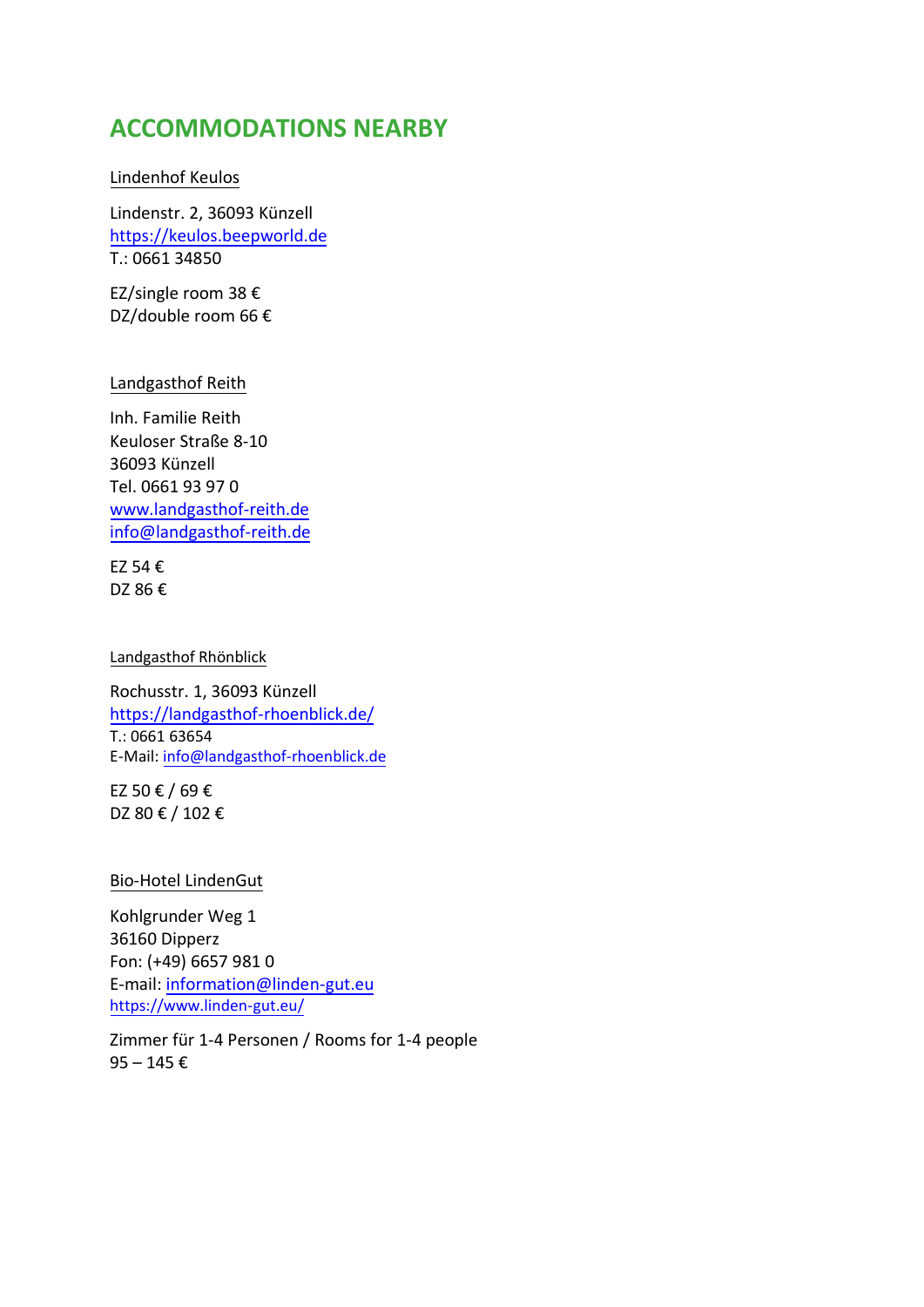## ACCOMMODATIONS NEARBY

Lindenhof Keulos

Lindenstr. 2, 36093 Künzell
https://keulos.beepworld.de
T.: 0661 34850

EZ/single room 38 €
DZ/double room 66 €

Landgasthof Reith

Inh. Familie Reith
Keuloser Straße 8-10
36093 Künzell
Tel. 0661 93 97 0
www.landgasthof-reith.de
info@landgasthof-reith.de

EZ 54 €
DZ 86 €

Landgasthof Rhönblick

Rochusstr. 1, 36093 Künzell
https://landgasthof-rhoenblick.de/
T.: 0661 63654
E-Mail: info@landgasthof-rhoenblick.de

EZ 50 € / 69 €
DZ 80 € / 102 €

Bio-Hotel LindenGut

Kohlgrunder Weg 1
36160 Dipperz
Fon: (+49) 6657 981 0
E-mail: information@linden-gut.eu
https://www.linden-gut.eu/

Zimmer für 1-4 Personen / Rooms for 1-4 people
95 – 145 €